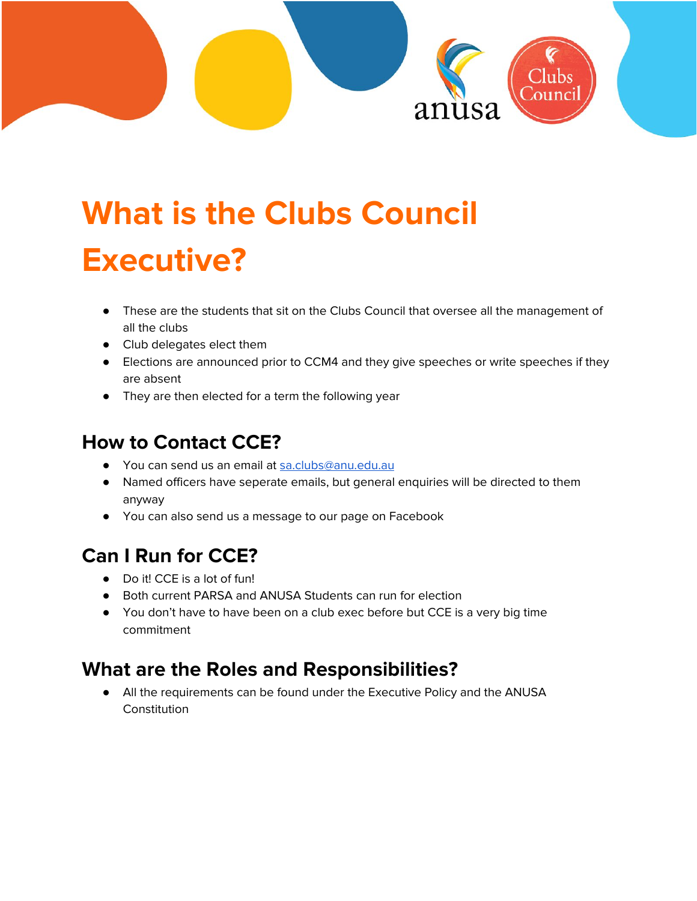# What is the Clubs Council Executive?

- These are the students that sit on the Clubs Council that oversee all the management of all the clubs
- Club delegates elect them
- Elections are announced prior to CCM4 and they give speeches or write speeches if they are absent
- They are then elected for a term the following year

## How to Contact CCE?

- You can send us an email at [sa.clubs@anu.edu.au](mailto:sa.clubs@anu.edu.au)
- Named officers have seperate emails, but general enquiries will be directed to them anyway
- You can also send us a message to our page on Facebook

## Can I Run for CCE?

- Do it! CCE is a lot of fun!
- Both current PARSA and ANUSA Students can run for election
- You don't have to have been on a club exec before but CCE is a very big time commitment

## What are the Roles and Responsibilities?

- All the requirements can be found under the Executive Policy and the ANUSA Constitution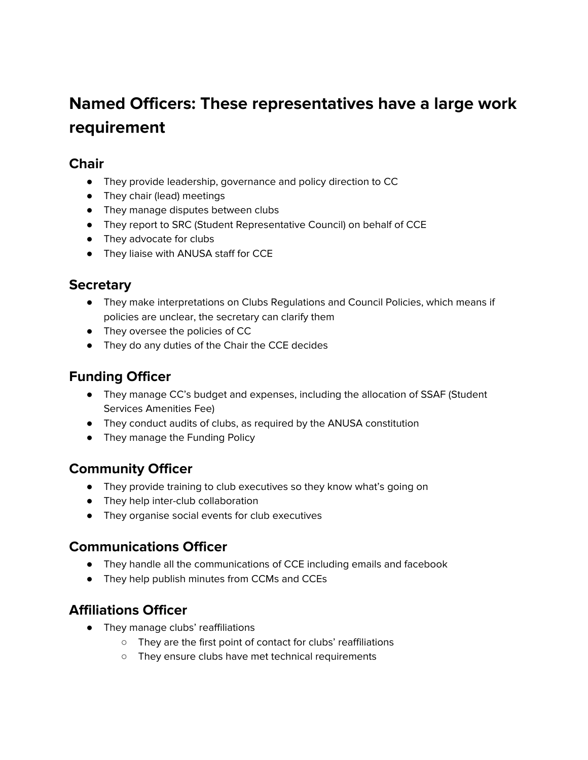# Named Officers: These representatives have a large work requirement

## Chair

- They provide leadership, governance and policy direction to CC
- They chair (lead) meetings
- They manage disputes between clubs
- They report to SRC (Student Representative Council) on behalf of CCE
- They advocate for clubs
- They liaise with ANUSA staff for CCE

## Secretary

- They make interpretations on Clubs Regulations and Council Policies, which means if policies are unclear, the secretary can clarify them
- They oversee the policies of CC
- They do any duties of the Chair the CCE decides

## Funding Officer

- They manage CC's budget and expenses, including the allocation of SSAF (Student Services Amenities Fee)
- They conduct audits of clubs, as required by the ANUSA constitution
- They manage the Funding Policy

## Community Officer

- They provide training to club executives so they know what's going on
- They help inter-club collaboration
- They organise social events for club executives

## Communications Officer

- They handle all the communications of CCE including emails and facebook
- They help publish minutes from CCMs and CCEs

## Affiliations Officer

- They manage clubs' reaffiliations
  - They are the first point of contact for clubs' reaffiliations
  - They ensure clubs have met technical requirements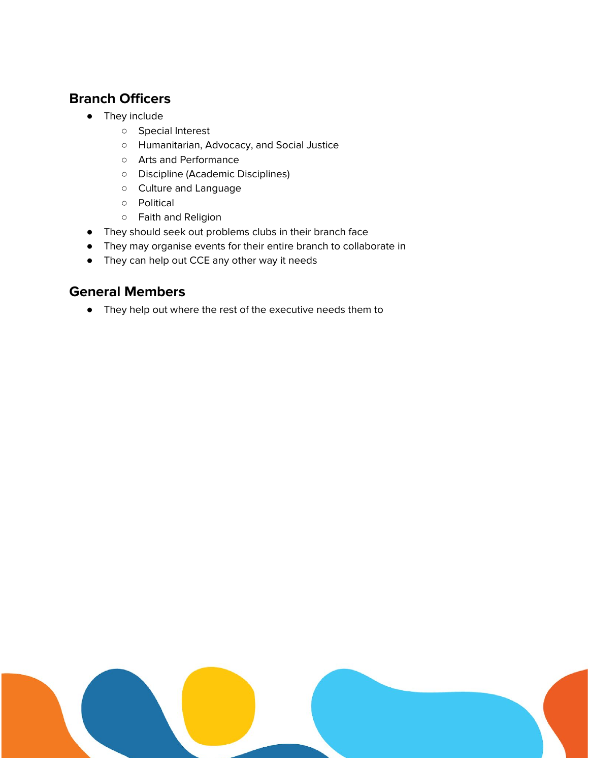## Branch Officers

- They include
  - Special Interest
  - Humanitarian, Advocacy, and Social Justice
  - Arts and Performance
  - Discipline (Academic Disciplines)
  - Culture and Language
  - Political
  - Faith and Religion
- They should seek out problems clubs in their branch face
- They may organise events for their entire branch to collaborate in
- They can help out CCE any other way it needs

## General Members

- They help out where the rest of the executive needs them to